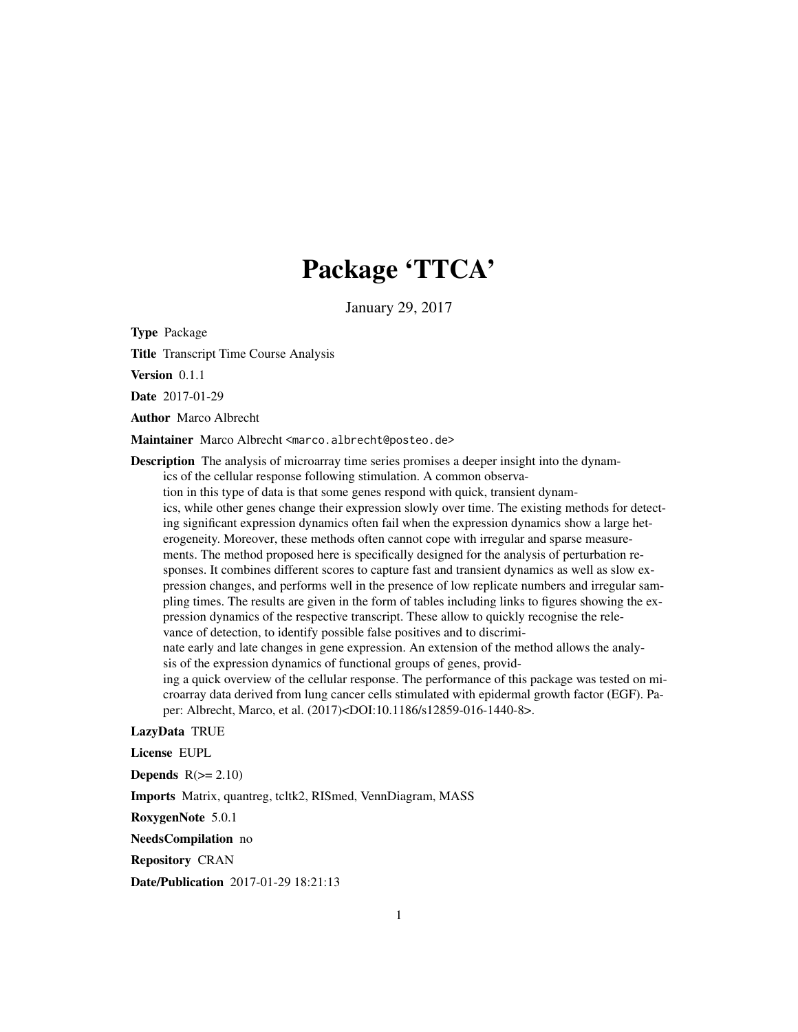# Package 'TTCA'

January 29, 2017

**Type** Package

**Title** Transcript Time Course Analysis

**Version** 0.1.1

**Date** 2017-01-29

**Author** Marco Albrecht

**Maintainer** Marco Albrecht <marco.albrecht@posteo.de>

**Description** The analysis of microarray time series promises a deeper insight into the dynamics of the cellular response following stimulation. A common observation in this type of data is that some genes respond with quick, transient dynamics, while other genes change their expression slowly over time. The existing methods for detecting significant expression dynamics often fail when the expression dynamics show a large heterogeneity. Moreover, these methods often cannot cope with irregular and sparse measurements. The method proposed here is specifically designed for the analysis of perturbation responses. It combines different scores to capture fast and transient dynamics as well as slow expression changes, and performs well in the presence of low replicate numbers and irregular sampling times. The results are given in the form of tables including links to figures showing the expression dynamics of the respective transcript. These allow to quickly recognise the relevance of detection, to identify possible false positives and to discriminate early and late changes in gene expression. An extension of the method allows the analysis of the expression dynamics of functional groups of genes, providing a quick overview of the cellular response. The performance of this package was tested on microarray data derived from lung cancer cells stimulated with epidermal growth factor (EGF). Paper: Albrecht, Marco, et al. (2017)<DOI:10.1186/s12859-016-1440-8>.

**LazyData** TRUE

**License** EUPL

**Depends** R(>= 2.10)

**Imports** Matrix, quantreg, tcltk2, RISmed, VennDiagram, MASS

**RoxygenNote** 5.0.1

**NeedsCompilation** no

**Repository** CRAN

**Date/Publication** 2017-01-29 18:21:13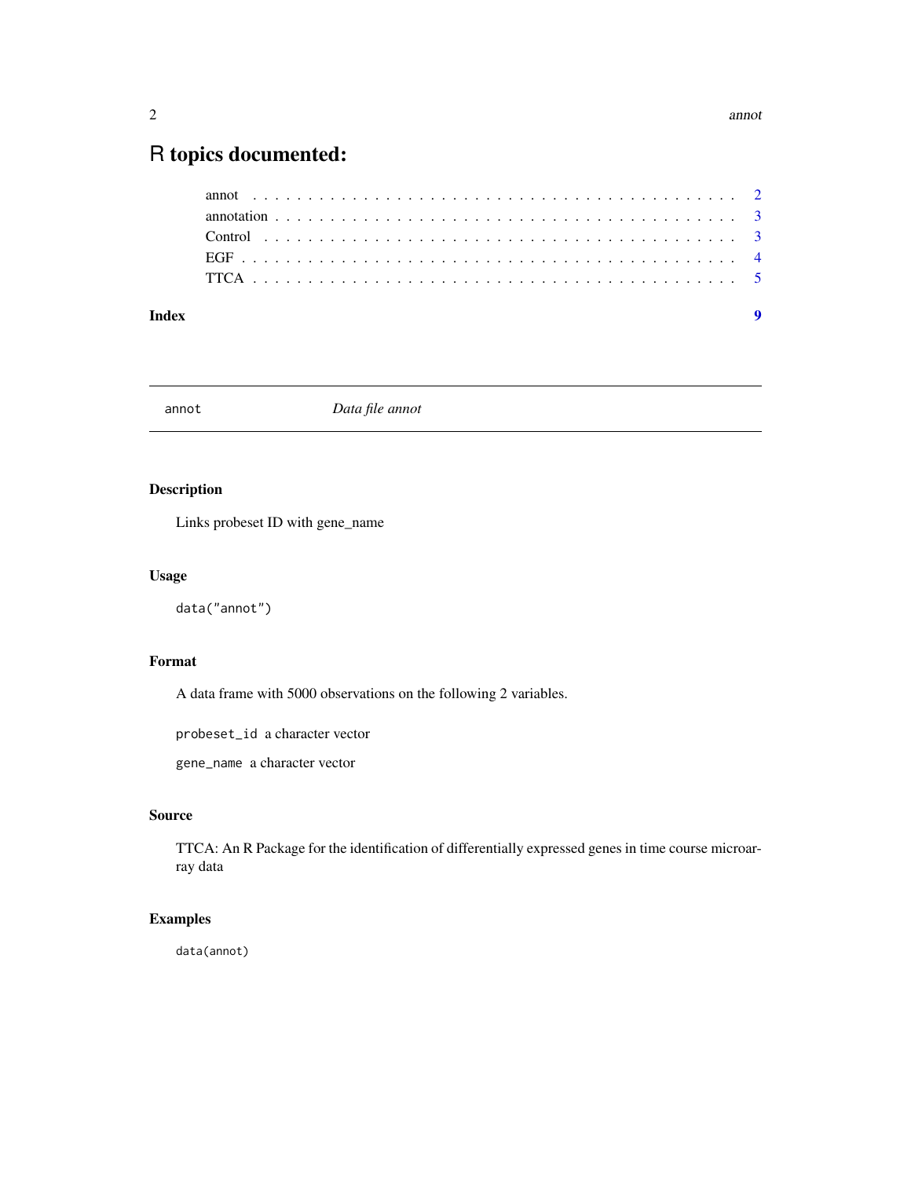# R topics documented:

annot . . . . . . . . . . . . . . . . . . . . . . . . . . . . . . . . . . . . . . . . 2
annotation . . . . . . . . . . . . . . . . . . . . . . . . . . . . . . . . . . . . . 3
Control . . . . . . . . . . . . . . . . . . . . . . . . . . . . . . . . . . . . . . . 3
EGF . . . . . . . . . . . . . . . . . . . . . . . . . . . . . . . . . . . . . . . . . 4
TTCA . . . . . . . . . . . . . . . . . . . . . . . . . . . . . . . . . . . . . . . . 5

**Index** **9**

---

annot *Data file annot*

---

## Description

Links probeset ID with gene_name

## Usage

```
data("annot")
```

## Format

A data frame with 5000 observations on the following 2 variables.

`probeset_id` a character vector

`gene_name` a character vector

## Source

TTCA: An R Package for the identification of differentially expressed genes in time course microarray data

## Examples

```
data(annot)
```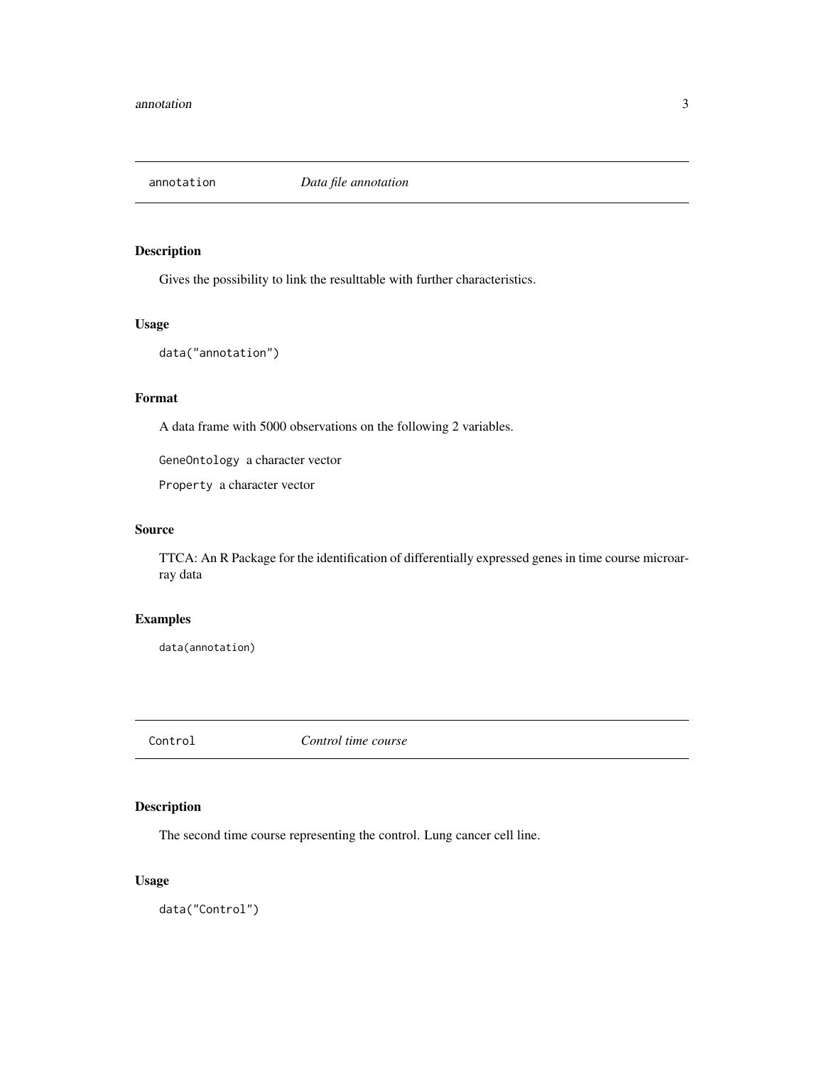## annotation *Data file annotation*

### Description

Gives the possibility to link the resulttable with further characteristics.

### Usage

```
data("annotation")
```

### Format

A data frame with 5000 observations on the following 2 variables.

`GeneOntology` a character vector

`Property` a character vector

### Source

TTCA: An R Package for the identification of differentially expressed genes in time course microarray data

### Examples

```
data(annotation)
```

## Control *Control time course*

### Description

The second time course representing the control. Lung cancer cell line.

### Usage

```
data("Control")
```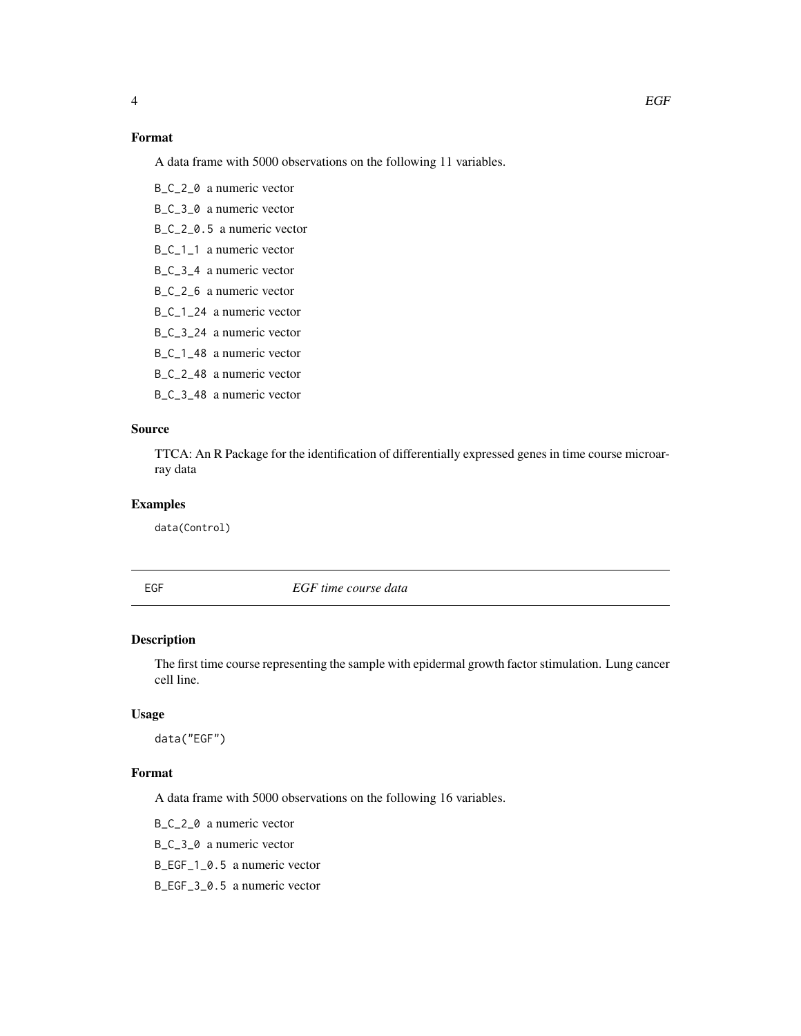### Format

A data frame with 5000 observations on the following 11 variables.

- B_C_2_0 a numeric vector
- B_C_3_0 a numeric vector
- B_C_2_0.5 a numeric vector
- B_C_1_1 a numeric vector
- B_C_3_4 a numeric vector
- B_C_2_6 a numeric vector
- B_C_1_24 a numeric vector
- B_C_3_24 a numeric vector
- B_C_1_48 a numeric vector
- B_C_2_48 a numeric vector
- B_C_3_48 a numeric vector

### Source

TTCA: An R Package for the identification of differentially expressed genes in time course microarray data

### Examples

```
data(Control)
```

---

## EGF — *EGF time course data*

### Description

The first time course representing the sample with epidermal growth factor stimulation. Lung cancer cell line.

### Usage

```
data("EGF")
```

### Format

A data frame with 5000 observations on the following 16 variables.

- B_C_2_0 a numeric vector
- B_C_3_0 a numeric vector
- B_EGF_1_0.5 a numeric vector
- B_EGF_3_0.5 a numeric vector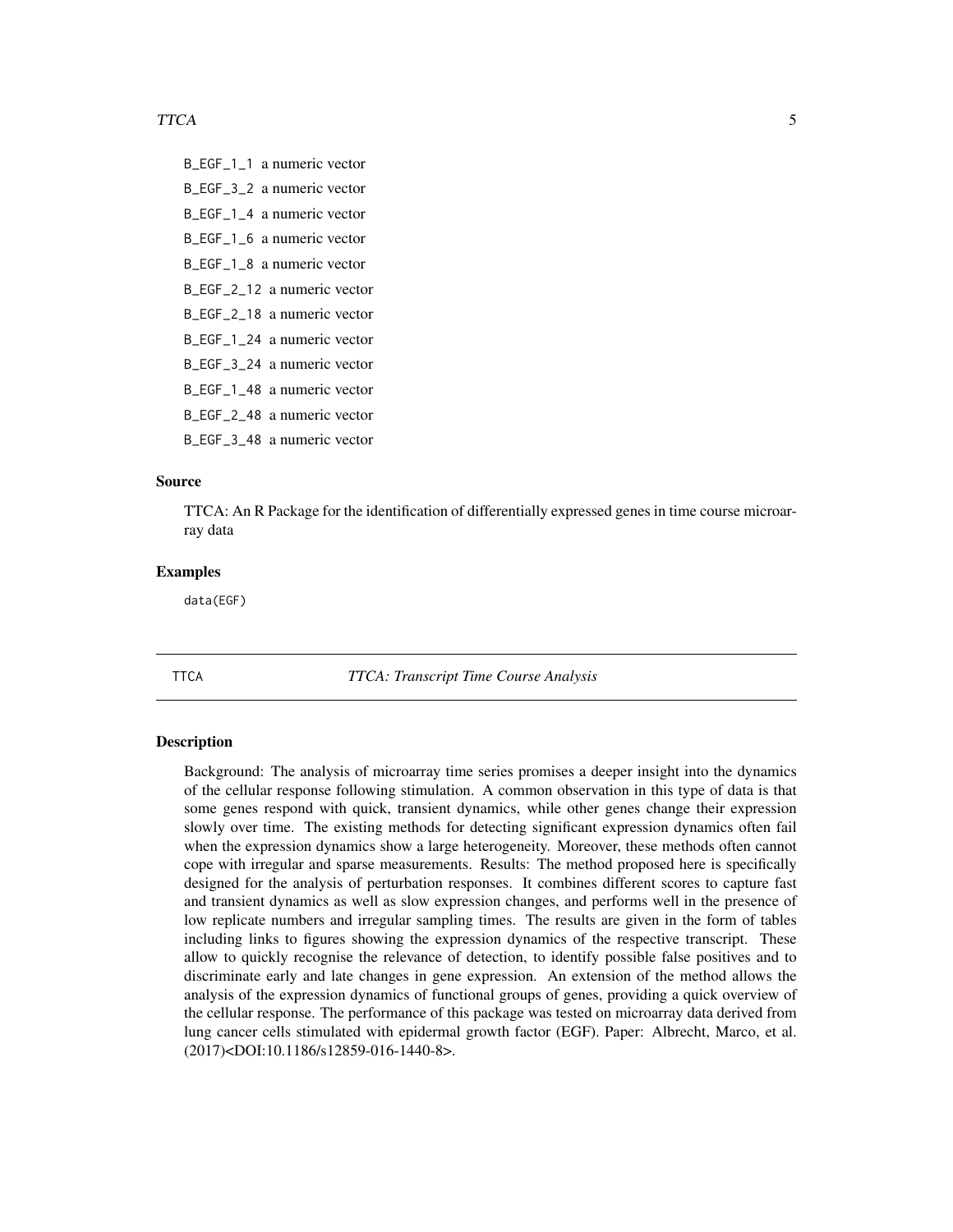B_EGF_1_1 a numeric vector

B_EGF_3_2 a numeric vector

B_EGF_1_4 a numeric vector

B_EGF_1_6 a numeric vector

B_EGF_1_8 a numeric vector

B_EGF_2_12 a numeric vector

B_EGF_2_18 a numeric vector

B_EGF_1_24 a numeric vector

B_EGF_3_24 a numeric vector

B_EGF_1_48 a numeric vector

B_EGF_2_48 a numeric vector

B_EGF_3_48 a numeric vector

### Source

TTCA: An R Package for the identification of differentially expressed genes in time course microarray data

### Examples

```
data(EGF)
```

---

## TTCA — *TTCA: Transcript Time Course Analysis*

---

### Description

Background: The analysis of microarray time series promises a deeper insight into the dynamics of the cellular response following stimulation. A common observation in this type of data is that some genes respond with quick, transient dynamics, while other genes change their expression slowly over time. The existing methods for detecting significant expression dynamics often fail when the expression dynamics show a large heterogeneity. Moreover, these methods often cannot cope with irregular and sparse measurements. Results: The method proposed here is specifically designed for the analysis of perturbation responses. It combines different scores to capture fast and transient dynamics as well as slow expression changes, and performs well in the presence of low replicate numbers and irregular sampling times. The results are given in the form of tables including links to figures showing the expression dynamics of the respective transcript. These allow to quickly recognise the relevance of detection, to identify possible false positives and to discriminate early and late changes in gene expression. An extension of the method allows the analysis of the expression dynamics of functional groups of genes, providing a quick overview of the cellular response. The performance of this package was tested on microarray data derived from lung cancer cells stimulated with epidermal growth factor (EGF). Paper: Albrecht, Marco, et al. (2017)<DOI:10.1186/s12859-016-1440-8>.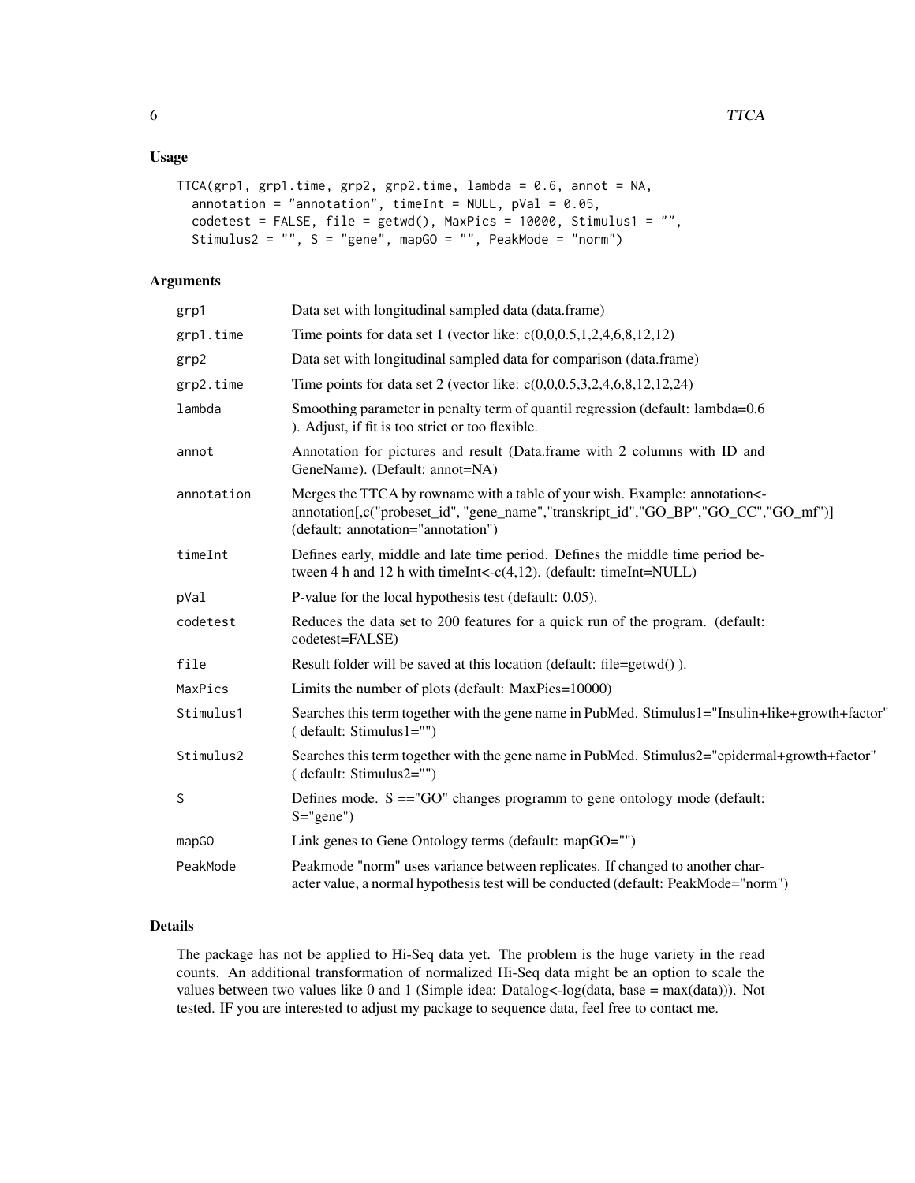## Usage

```
TTCA(grp1, grp1.time, grp2, grp2.time, lambda = 0.6, annot = NA,
  annotation = "annotation", timeInt = NULL, pVal = 0.05,
  codetest = FALSE, file = getwd(), MaxPics = 10000, Stimulus1 = "",
  Stimulus2 = "", S = "gene", mapGO = "", PeakMode = "norm")
```

## Arguments

| | |
|---|---|
| grp1 | Data set with longitudinal sampled data (data.frame) |
| grp1.time | Time points for data set 1 (vector like: c(0,0,0.5,1,2,4,6,8,12,12) |
| grp2 | Data set with longitudinal sampled data for comparison (data.frame) |
| grp2.time | Time points for data set 2 (vector like: c(0,0,0.5,3,2,4,6,8,12,12,24) |
| lambda | Smoothing parameter in penalty term of quantil regression (default: lambda=0.6 ). Adjust, if fit is too strict or too flexible. |
| annot | Annotation for pictures and result (Data.frame with 2 columns with ID and GeneName). (Default: annot=NA) |
| annotation | Merges the TTCA by rowname with a table of your wish. Example: annotation<-annotation[,c("probeset_id", "gene_name","transkript_id","GO_BP","GO_CC","GO_mf")] (default: annotation="annotation") |
| timeInt | Defines early, middle and late time period. Defines the middle time period between 4 h and 12 h with timeInt<-c(4,12). (default: timeInt=NULL) |
| pVal | P-value for the local hypothesis test (default: 0.05). |
| codetest | Reduces the data set to 200 features for a quick run of the program. (default: codetest=FALSE) |
| file | Result folder will be saved at this location (default: file=getwd() ). |
| MaxPics | Limits the number of plots (default: MaxPics=10000) |
| Stimulus1 | Searches this term together with the gene name in PubMed. Stimulus1="Insulin+like+growth+factor" ( default: Stimulus1="") |
| Stimulus2 | Searches this term together with the gene name in PubMed. Stimulus2="epidermal+growth+factor" ( default: Stimulus2="") |
| S | Defines mode. S =="GO" changes programm to gene ontology mode (default: S="gene") |
| mapGO | Link genes to Gene Ontology terms (default: mapGO="") |
| PeakMode | Peakmode "norm" uses variance between replicates. If changed to another character value, a normal hypothesis test will be conducted (default: PeakMode="norm") |

## Details

The package has not be applied to Hi-Seq data yet. The problem is the huge variety in the read counts. An additional transformation of normalized Hi-Seq data might be an option to scale the values between two values like 0 and 1 (Simple idea: Datalog<-log(data, base = max(data))). Not tested. IF you are interested to adjust my package to sequence data, feel free to contact me.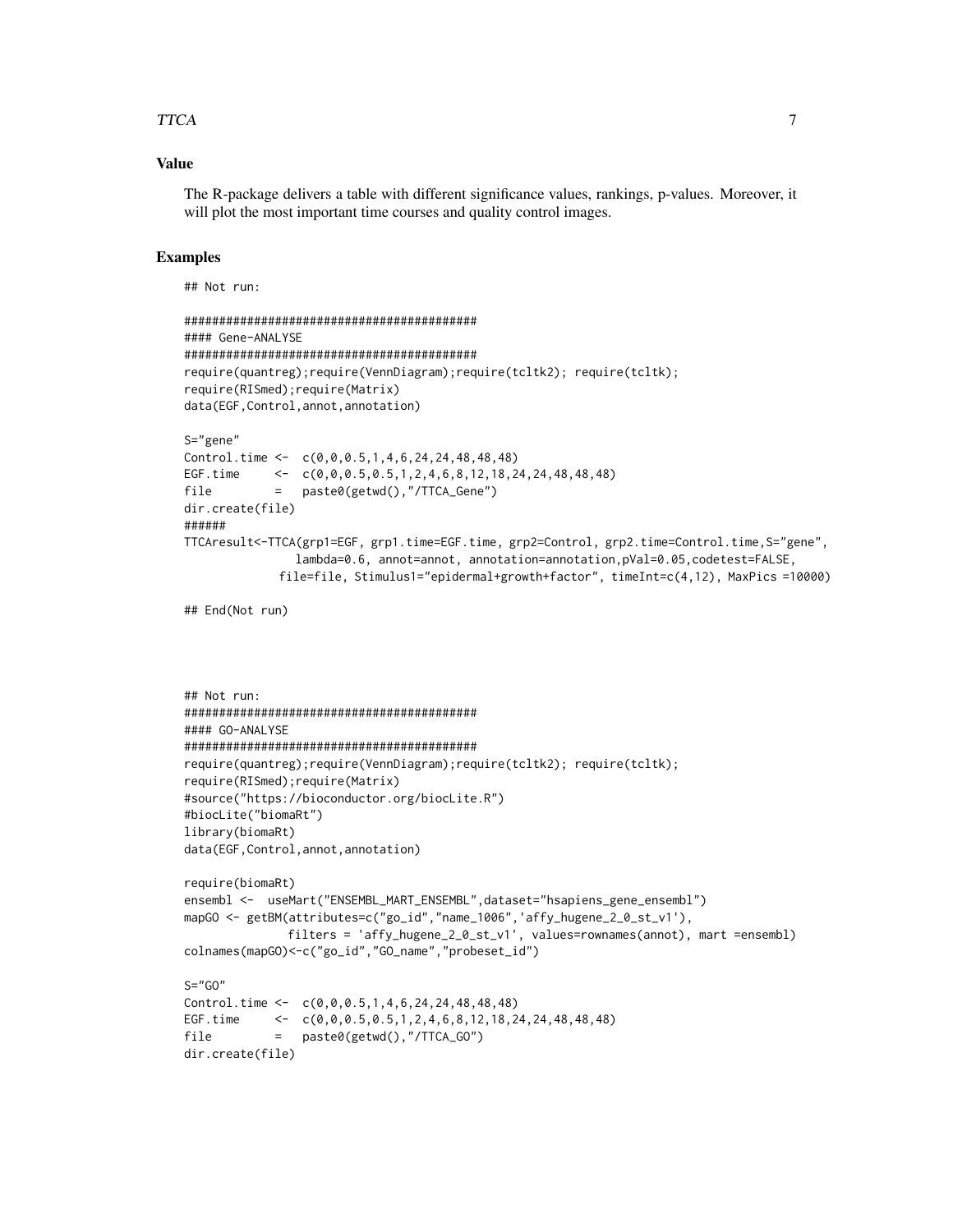## Value

The R-package delivers a table with different significance values, rankings, p-values. Moreover, it will plot the most important time courses and quality control images.

## Examples

```
## Not run:

##########################################
#### Gene-ANALYSE
##########################################
require(quantreg);require(VennDiagram);require(tcltk2); require(tcltk);
require(RISmed);require(Matrix)
data(EGF,Control,annot,annotation)

S="gene"
Control.time <-  c(0,0,0.5,1,4,6,24,24,48,48,48)
EGF.time     <-  c(0,0,0.5,0.5,1,2,4,6,8,12,18,24,24,48,48,48)
file         =   paste0(getwd(),"/TTCA_Gene")
dir.create(file)
######
TTCAresult<-TTCA(grp1=EGF, grp1.time=EGF.time, grp2=Control, grp2.time=Control.time,S="gene",
               lambda=0.6, annot=annot, annotation=annotation,pVal=0.05,codetest=FALSE,
             file=file, Stimulus1="epidermal+growth+factor", timeInt=c(4,12), MaxPics =10000)

## End(Not run)




## Not run:
##########################################
#### GO-ANALYSE
##########################################
require(quantreg);require(VennDiagram);require(tcltk2); require(tcltk);
require(RISmed);require(Matrix)
#source("https://bioconductor.org/biocLite.R")
#biocLite("biomaRt")
library(biomaRt)
data(EGF,Control,annot,annotation)

require(biomaRt)
ensembl <-  useMart("ENSEMBL_MART_ENSEMBL",dataset="hsapiens_gene_ensembl")
mapGO <- getBM(attributes=c("go_id","name_1006",'affy_hugene_2_0_st_v1'),
              filters = 'affy_hugene_2_0_st_v1', values=rownames(annot), mart =ensembl)
colnames(mapGO)<-c("go_id","GO_name","probeset_id")

S="GO"
Control.time <-  c(0,0,0.5,1,4,6,24,24,48,48,48)
EGF.time     <-  c(0,0,0.5,0.5,1,2,4,6,8,12,18,24,24,48,48,48)
file         =   paste0(getwd(),"/TTCA_GO")
dir.create(file)
```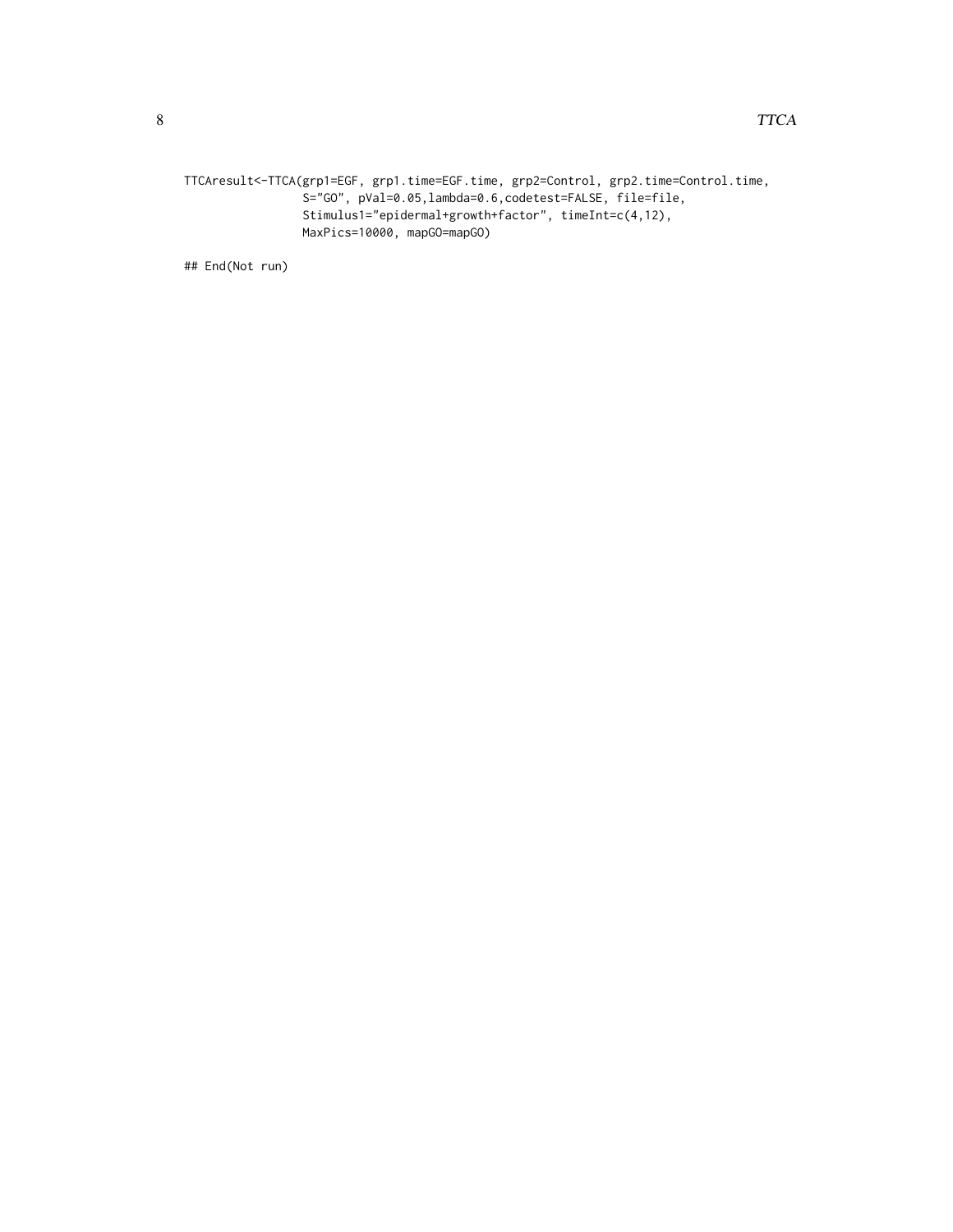```
TTCAresult<-TTCA(grp1=EGF, grp1.time=EGF.time, grp2=Control, grp2.time=Control.time,
                 S="GO", pVal=0.05,lambda=0.6,codetest=FALSE, file=file,
                 Stimulus1="epidermal+growth+factor", timeInt=c(4,12),
                 MaxPics=10000, mapGO=mapGO)

## End(Not run)
```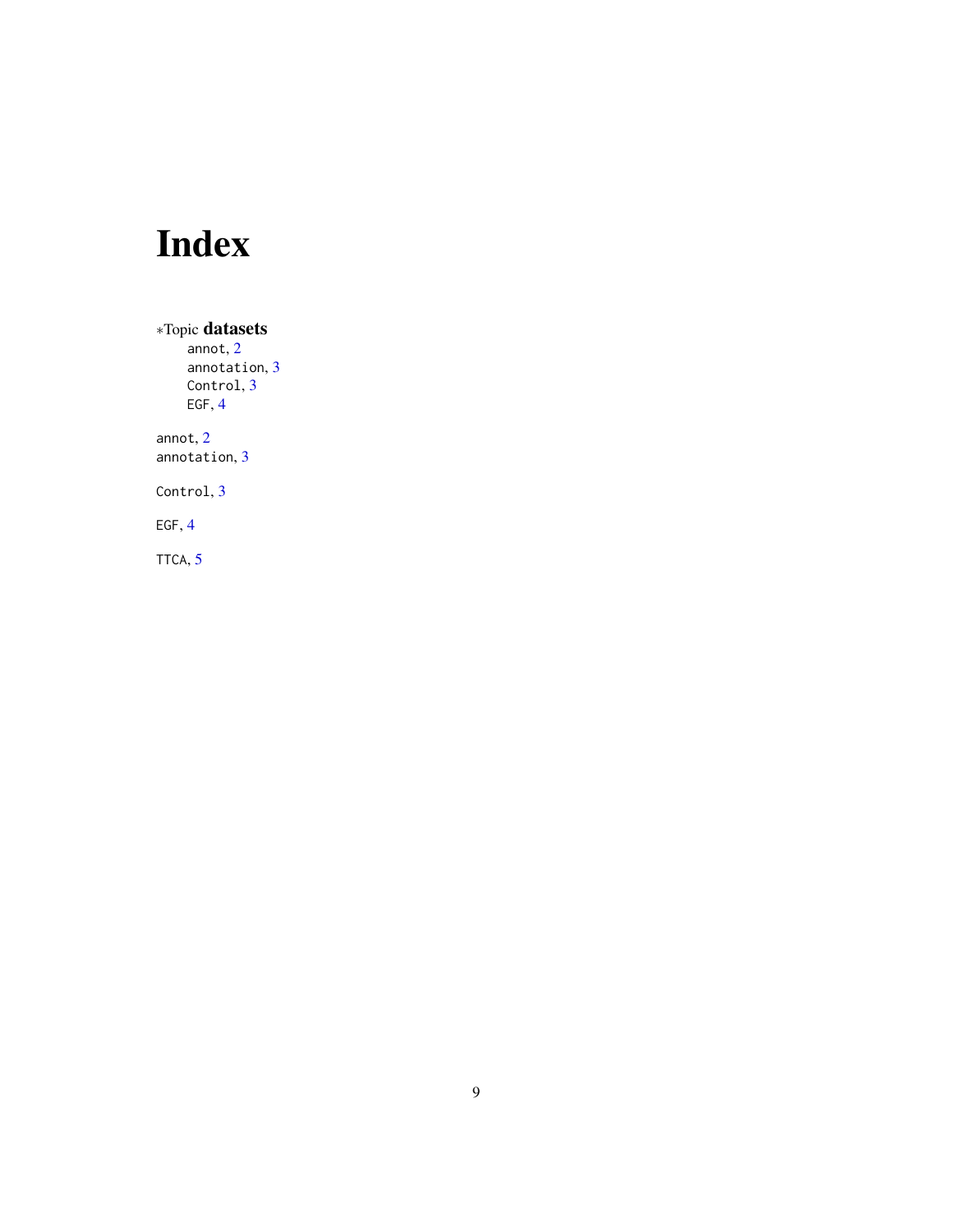# Index

∗Topic **datasets**

- annot, 2
- annotation, 3
- Control, 3
- EGF, 4

annot, 2
annotation, 3

Control, 3

EGF, 4

TTCA, 5